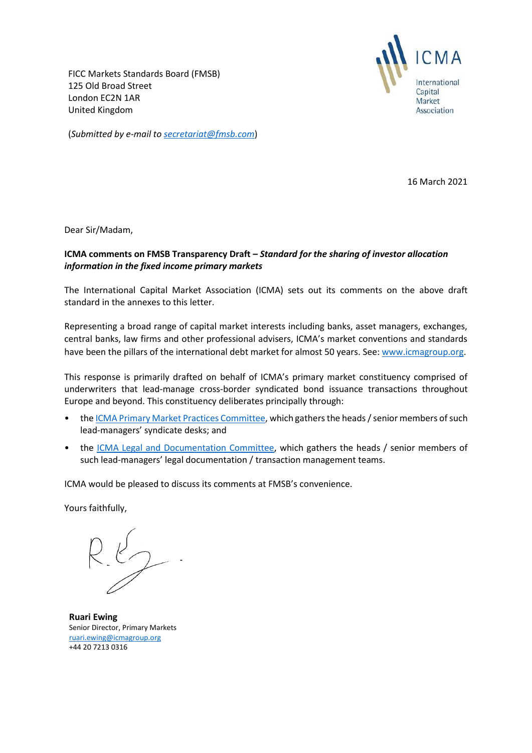FICC Markets Standards Board (FMSB)
125 Old Broad Street
London EC2N 1AR
United Kingdom

(*Submitted by e-mail to secretariat@fmsb.com*)

16 March 2021

Dear Sir/Madam,

**ICMA comments on FMSB Transparency Draft – *Standard for the sharing of investor allocation information in the fixed income primary markets***

The International Capital Market Association (ICMA) sets out its comments on the above draft standard in the annexes to this letter.

Representing a broad range of capital market interests including banks, asset managers, exchanges, central banks, law firms and other professional advisers, ICMA's market conventions and standards have been the pillars of the international debt market for almost 50 years. See: www.icmagroup.org.

This response is primarily drafted on behalf of ICMA's primary market constituency comprised of underwriters that lead-manage cross-border syndicated bond issuance transactions throughout Europe and beyond. This constituency deliberates principally through:

- the ICMA Primary Market Practices Committee, which gathers the heads / senior members of such lead-managers' syndicate desks; and
- the ICMA Legal and Documentation Committee, which gathers the heads / senior members of such lead-managers' legal documentation / transaction management teams.

ICMA would be pleased to discuss its comments at FMSB's convenience.

Yours faithfully,

**Ruari Ewing**
Senior Director, Primary Markets
ruari.ewing@icmagroup.org
+44 20 7213 0316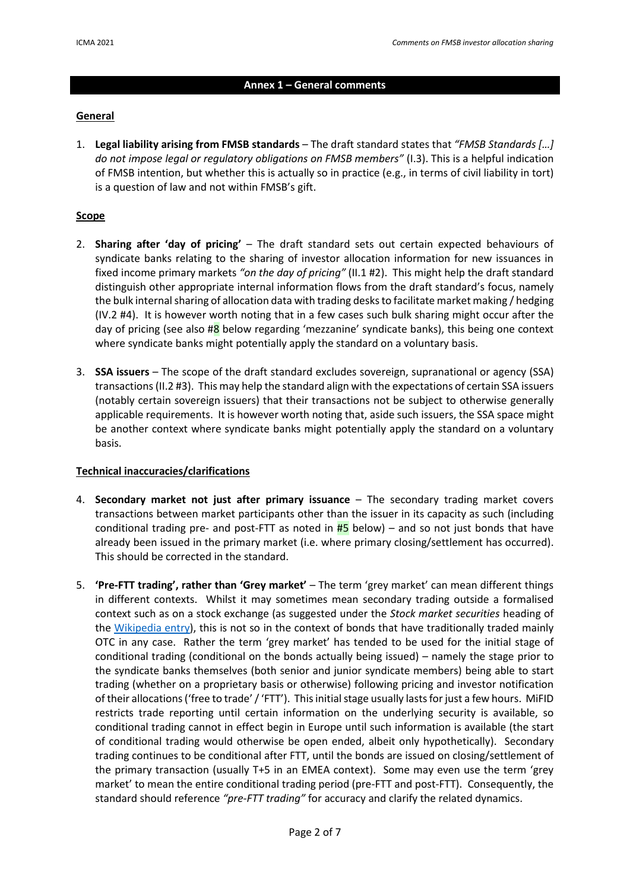## Annex 1 – General comments

**General**

1. **Legal liability arising from FMSB standards** – The draft standard states that *"FMSB Standards […] do not impose legal or regulatory obligations on FMSB members"* (I.3). This is a helpful indication of FMSB intention, but whether this is actually so in practice (e.g., in terms of civil liability in tort) is a question of law and not within FMSB's gift.

**Scope**

2. **Sharing after 'day of pricing'** – The draft standard sets out certain expected behaviours of syndicate banks relating to the sharing of investor allocation information for new issuances in fixed income primary markets *"on the day of pricing"* (II.1 #2). This might help the draft standard distinguish other appropriate internal information flows from the draft standard's focus, namely the bulk internal sharing of allocation data with trading desks to facilitate market making / hedging (IV.2 #4). It is however worth noting that in a few cases such bulk sharing might occur after the day of pricing (see also #8 below regarding 'mezzanine' syndicate banks), this being one context where syndicate banks might potentially apply the standard on a voluntary basis.

3. **SSA issuers** – The scope of the draft standard excludes sovereign, supranational or agency (SSA) transactions (II.2 #3). This may help the standard align with the expectations of certain SSA issuers (notably certain sovereign issuers) that their transactions not be subject to otherwise generally applicable requirements. It is however worth noting that, aside such issuers, the SSA space might be another context where syndicate banks might potentially apply the standard on a voluntary basis.

**Technical inaccuracies/clarifications**

4. **Secondary market not just after primary issuance** – The secondary trading market covers transactions between market participants other than the issuer in its capacity as such (including conditional trading pre- and post-FTT as noted in #5 below) – and so not just bonds that have already been issued in the primary market (i.e. where primary closing/settlement has occurred). This should be corrected in the standard.

5. **'Pre-FTT trading', rather than 'Grey market'** – The term 'grey market' can mean different things in different contexts. Whilst it may sometimes mean secondary trading outside a formalised context such as on a stock exchange (as suggested under the *Stock market securities* heading of the [Wikipedia entry]), this is not so in the context of bonds that have traditionally traded mainly OTC in any case. Rather the term 'grey market' has tended to be used for the initial stage of conditional trading (conditional on the bonds actually being issued) – namely the stage prior to the syndicate banks themselves (both senior and junior syndicate members) being able to start trading (whether on a proprietary basis or otherwise) following pricing and investor notification of their allocations ('free to trade' / 'FTT'). This initial stage usually lasts for just a few hours. MiFID restricts trade reporting until certain information on the underlying security is available, so conditional trading cannot in effect begin in Europe until such information is available (the start of conditional trading would otherwise be open ended, albeit only hypothetically). Secondary trading continues to be conditional after FTT, until the bonds are issued on closing/settlement of the primary transaction (usually T+5 in an EMEA context). Some may even use the term 'grey market' to mean the entire conditional trading period (pre-FTT and post-FTT). Consequently, the standard should reference *"pre-FTT trading"* for accuracy and clarify the related dynamics.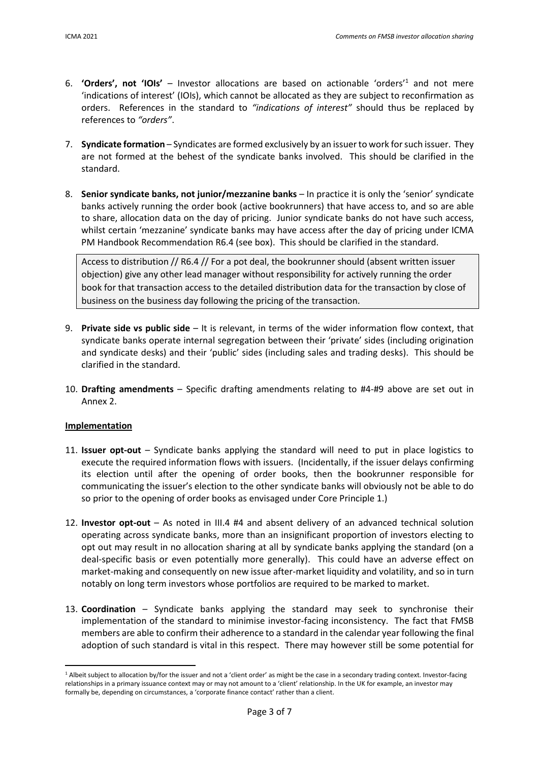6. **'Orders', not 'IOIs'** – Investor allocations are based on actionable 'orders'[1] and not mere 'indications of interest' (IOIs), which cannot be allocated as they are subject to reconfirmation as orders. References in the standard to *"indications of interest"* should thus be replaced by references to *"orders"*.

7. **Syndicate formation** – Syndicates are formed exclusively by an issuer to work for such issuer. They are not formed at the behest of the syndicate banks involved. This should be clarified in the standard.

8. **Senior syndicate banks, not junior/mezzanine banks** – In practice it is only the 'senior' syndicate banks actively running the order book (active bookrunners) that have access to, and so are able to share, allocation data on the day of pricing. Junior syndicate banks do not have such access, whilst certain 'mezzanine' syndicate banks may have access after the day of pricing under ICMA PM Handbook Recommendation R6.4 (see box). This should be clarified in the standard.

> Access to distribution // R6.4 // For a pot deal, the bookrunner should (absent written issuer objection) give any other lead manager without responsibility for actively running the order book for that transaction access to the detailed distribution data for the transaction by close of business on the business day following the pricing of the transaction.

9. **Private side vs public side** – It is relevant, in terms of the wider information flow context, that syndicate banks operate internal segregation between their 'private' sides (including origination and syndicate desks) and their 'public' sides (including sales and trading desks). This should be clarified in the standard.

10. **Drafting amendments** – Specific drafting amendments relating to #4-#9 above are set out in Annex 2.

**Implementation**

11. **Issuer opt-out** – Syndicate banks applying the standard will need to put in place logistics to execute the required information flows with issuers. (Incidentally, if the issuer delays confirming its election until after the opening of order books, then the bookrunner responsible for communicating the issuer's election to the other syndicate banks will obviously not be able to do so prior to the opening of order books as envisaged under Core Principle 1.)

12. **Investor opt-out** – As noted in III.4 #4 and absent delivery of an advanced technical solution operating across syndicate banks, more than an insignificant proportion of investors electing to opt out may result in no allocation sharing at all by syndicate banks applying the standard (on a deal-specific basis or even potentially more generally). This could have an adverse effect on market-making and consequently on new issue after-market liquidity and volatility, and so in turn notably on long term investors whose portfolios are required to be marked to market.

13. **Coordination** – Syndicate banks applying the standard may seek to synchronise their implementation of the standard to minimise investor-facing inconsistency. The fact that FMSB members are able to confirm their adherence to a standard in the calendar year following the final adoption of such standard is vital in this respect. There may however still be some potential for

[1] Albeit subject to allocation by/for the issuer and not a 'client order' as might be the case in a secondary trading context. Investor-facing relationships in a primary issuance context may or may not amount to a 'client' relationship. In the UK for example, an investor may formally be, depending on circumstances, a 'corporate finance contact' rather than a client.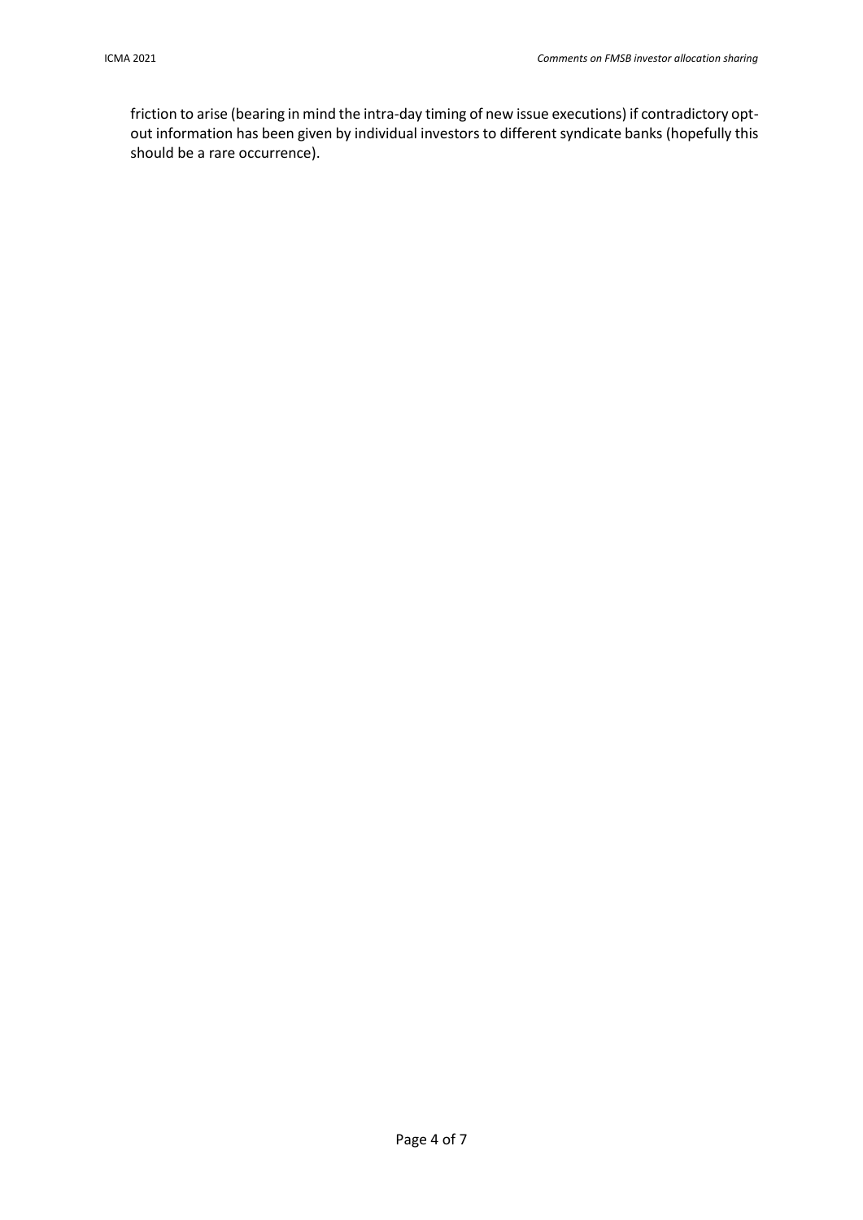friction to arise (bearing in mind the intra-day timing of new issue executions) if contradictory opt-out information has been given by individual investors to different syndicate banks (hopefully this should be a rare occurrence).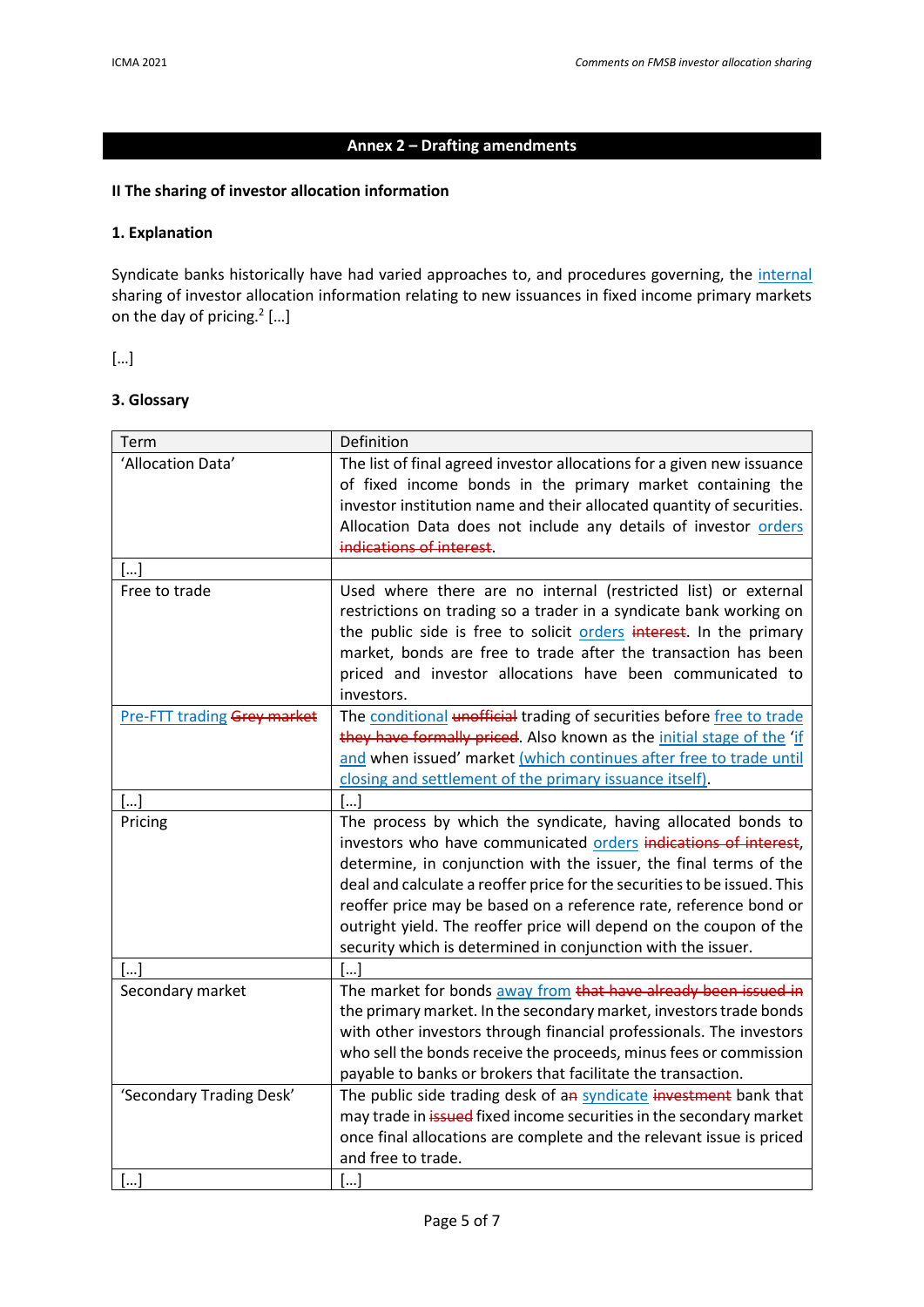## Annex 2 – Drafting amendments

### II The sharing of investor allocation information

#### 1. Explanation

Syndicate banks historically have had varied approaches to, and procedures governing, the internal sharing of investor allocation information relating to new issuances in fixed income primary markets on the day of pricing.[2] […]

[…]

#### 3. Glossary

| Term | Definition |
|---|---|
| 'Allocation Data' | The list of final agreed investor allocations for a given new issuance of fixed income bonds in the primary market containing the investor institution name and their allocated quantity of securities. Allocation Data does not include any details of investor orders ~~indications of interest~~. |
| […] | |
| Free to trade | Used where there are no internal (restricted list) or external restrictions on trading so a trader in a syndicate bank working on the public side is free to solicit orders ~~interest~~. In the primary market, bonds are free to trade after the transaction has been priced and investor allocations have been communicated to investors. |
| Pre-FTT trading ~~Grey market~~ | The conditional ~~unofficial~~ trading of securities before free to trade ~~they have formally priced~~. Also known as the initial stage of the 'if and when issued' market (which continues after free to trade until closing and settlement of the primary issuance itself). |
| […] | […] |
| Pricing | The process by which the syndicate, having allocated bonds to investors who have communicated orders ~~indications of interest~~, determine, in conjunction with the issuer, the final terms of the deal and calculate a reoffer price for the securities to be issued. This reoffer price may be based on a reference rate, reference bond or outright yield. The reoffer price will depend on the coupon of the security which is determined in conjunction with the issuer. |
| […] | […] |
| Secondary market | The market for bonds away from ~~that have already been issued in~~ the primary market. In the secondary market, investors trade bonds with other investors through financial professionals. The investors who sell the bonds receive the proceeds, minus fees or commission payable to banks or brokers that facilitate the transaction. |
| 'Secondary Trading Desk' | The public side trading desk of a~~n~~ syndicate ~~investment~~ bank that may trade in ~~issued~~ fixed income securities in the secondary market once final allocations are complete and the relevant issue is priced and free to trade. |
| […] | […] |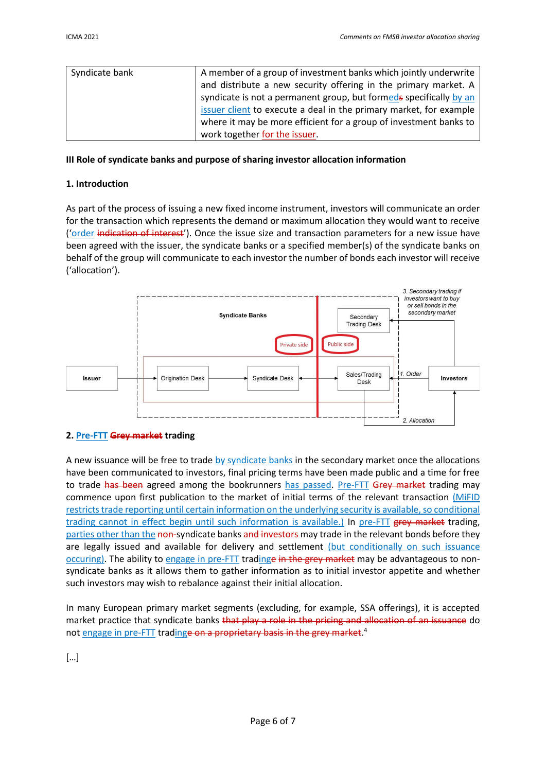| Syndicate bank | A member of a group of investment banks which jointly underwrite and distribute a new security offering in the primary market. A syndicate is not a permanent group, but formed~~s~~ specifically by an issuer client to execute a deal in the primary market, for example where it may be more efficient for a group of investment banks to work together for the issuer. |
|---|---|

**III Role of syndicate banks and purpose of sharing investor allocation information**

**1. Introduction**

As part of the process of issuing a new fixed income instrument, investors will communicate an order for the transaction which represents the demand or maximum allocation they would want to receive ('order ~~indication of interest~~'). Once the issue size and transaction parameters for a new issue have been agreed with the issuer, the syndicate banks or a specified member(s) of the syndicate banks on behalf of the group will communicate to each investor the number of bonds each investor will receive ('allocation').

**2. Pre-FTT ~~Grey market~~ trading**

A new issuance will be free to trade by syndicate banks in the secondary market once the allocations have been communicated to investors, final pricing terms have been made public and a time for free to trade ~~has been~~ agreed among the bookrunners has passed. Pre-FTT ~~Grey market~~ trading may commence upon first publication to the market of initial terms of the relevant transaction (MiFID restricts trade reporting until certain information on the underlying security is available, so conditional trading cannot in effect begin until such information is available.) In pre-FTT ~~grey market~~ trading, parties other than the ~~non-~~syndicate banks ~~and investors~~ may trade in the relevant bonds before they are legally issued and available for delivery and settlement (but conditionally on such issuance occuring). The ability to engage in pre-FTT trading~~e in the grey market~~ may be advantageous to non-syndicate banks as it allows them to gather information as to initial investor appetite and whether such investors may wish to rebalance against their initial allocation.

In many European primary market segments (excluding, for example, SSA offerings), it is accepted market practice that syndicate banks ~~that play a role in the pricing and allocation of an issuance~~ do not engage in pre-FTT trading~~e on a proprietary basis in the grey market~~.[4]

[…]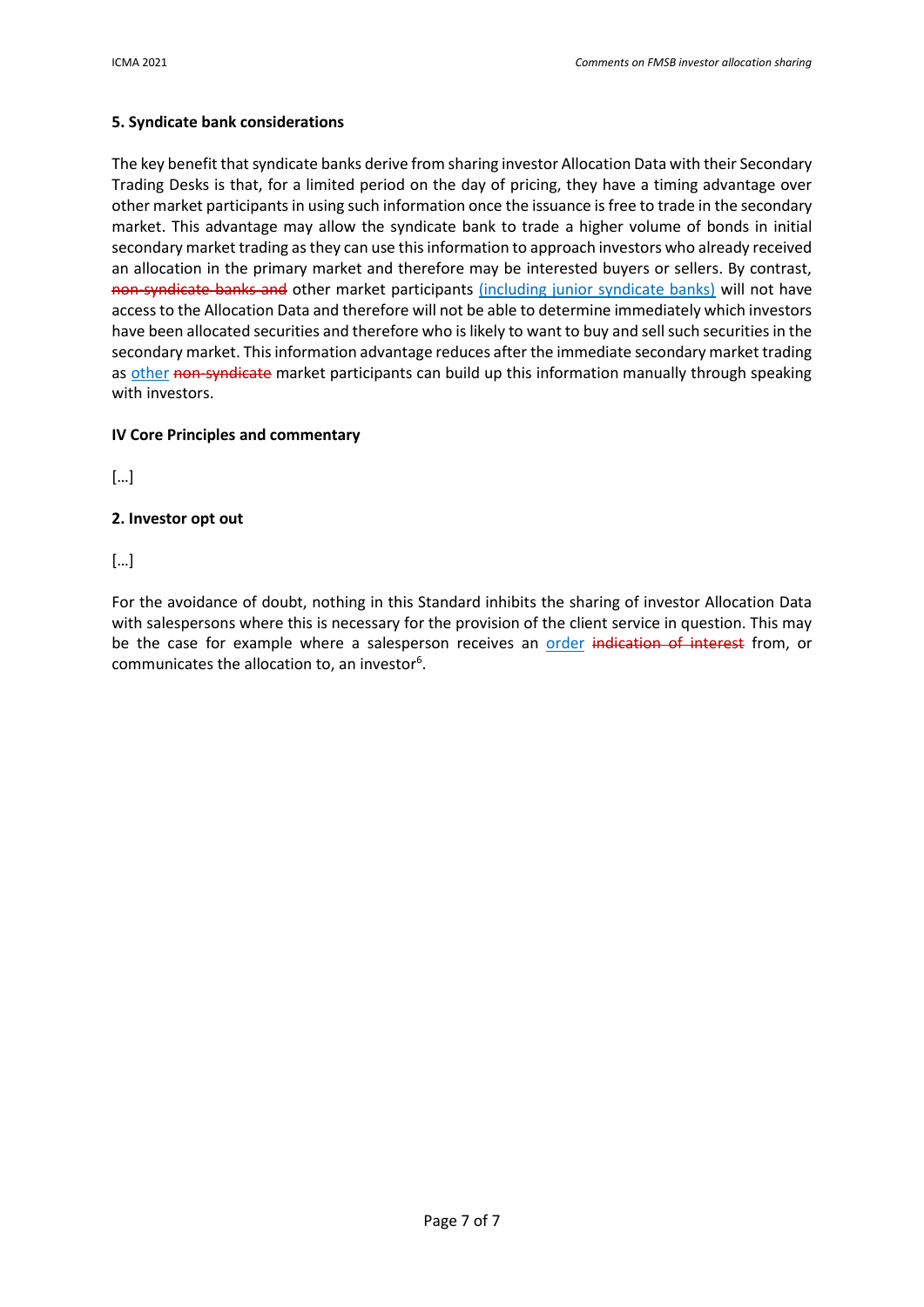**5. Syndicate bank considerations**

The key benefit that syndicate banks derive from sharing investor Allocation Data with their Secondary Trading Desks is that, for a limited period on the day of pricing, they have a timing advantage over other market participants in using such information once the issuance is free to trade in the secondary market. This advantage may allow the syndicate bank to trade a higher volume of bonds in initial secondary market trading as they can use this information to approach investors who already received an allocation in the primary market and therefore may be interested buyers or sellers. By contrast, ~~non-syndicate banks and~~ other market participants <u>(including junior syndicate banks)</u> will not have access to the Allocation Data and therefore will not be able to determine immediately which investors have been allocated securities and therefore who is likely to want to buy and sell such securities in the secondary market. This information advantage reduces after the immediate secondary market trading as <u>other</u> ~~non-syndicate~~ market participants can build up this information manually through speaking with investors.

**IV Core Principles and commentary**

[…]

**2. Investor opt out**

[…]

For the avoidance of doubt, nothing in this Standard inhibits the sharing of investor Allocation Data with salespersons where this is necessary for the provision of the client service in question. This may be the case for example where a salesperson receives an <u>order</u> ~~indication of interest~~ from, or communicates the allocation to, an investor[6].